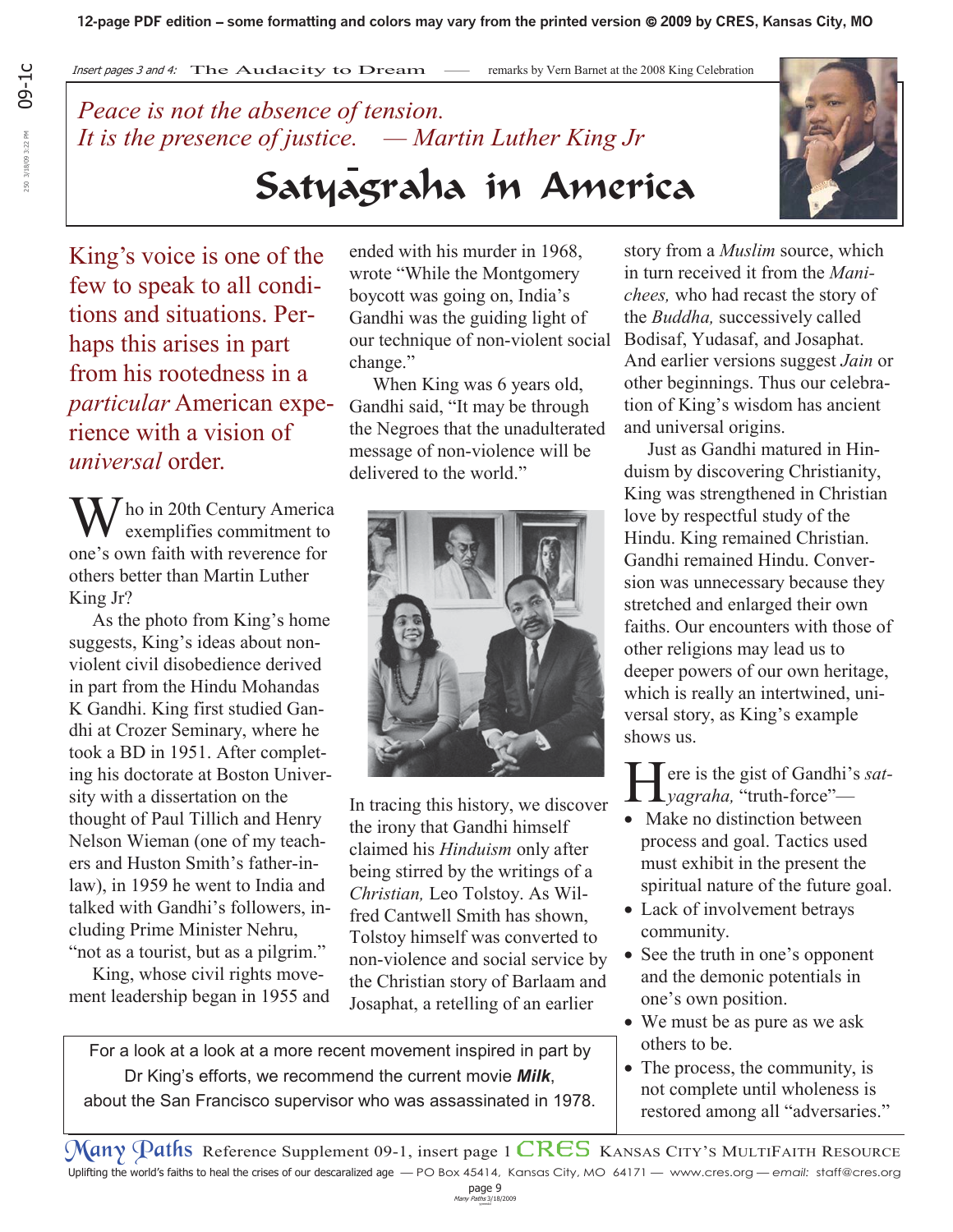*Insert pages 3 and 4:* The Audacity to Dream — remarks by Vern Barnet at the 2008 King Celebration

*Peace is not the absence of tension.*
*It is the presence of justice. — Martin Luther King Jr*

# Satyāgraha in America

King's voice is one of the few to speak to all conditions and situations. Perhaps this arises in part from his rootedness in a *particular* American experience with a vision of *universal* order.

Who in 20th Century America exemplifies commitment to one's own faith with reverence for others better than Martin Luther King Jr?

As the photo from King's home suggests, King's ideas about non-violent civil disobedience derived in part from the Hindu Mohandas K Gandhi. King first studied Gandhi at Crozer Seminary, where he took a BD in 1951. After completing his doctorate at Boston University with a dissertation on the thought of Paul Tillich and Henry Nelson Wieman (one of my teachers and Huston Smith's father-in-law), in 1959 he went to India and talked with Gandhi's followers, including Prime Minister Nehru, "not as a tourist, but as a pilgrim."

King, whose civil rights movement leadership began in 1955 and ended with his murder in 1968, wrote "While the Montgomery boycott was going on, India's Gandhi was the guiding light of our technique of non-violent social change."

When King was 6 years old, Gandhi said, "It may be through the Negroes that the unadulterated message of non-violence will be delivered to the world."

In tracing this history, we discover the irony that Gandhi himself claimed his *Hinduism* only after being stirred by the writings of a *Christian,* Leo Tolstoy. As Wilfred Cantwell Smith has shown, Tolstoy himself was converted to non-violence and social service by the Christian story of Barlaam and Josaphat, a retelling of an earlier story from a *Muslim* source, which in turn received it from the *Manichees,* who had recast the story of the *Buddha,* successively called Bodisaf, Yudasaf, and Josaphat. And earlier versions suggest *Jain* or other beginnings. Thus our celebration of King's wisdom has ancient and universal origins.

Just as Gandhi matured in Hinduism by discovering Christianity, King was strengthened in Christian love by respectful study of the Hindu. King remained Christian. Gandhi remained Hindu. Conversion was unnecessary because they stretched and enlarged their own faiths. Our encounters with those of other religions may lead us to deeper powers of our own heritage, which is really an intertwined, universal story, as King's example shows us.

Here is the gist of Gandhi's *satyagraha,* "truth-force"—

- Make no distinction between process and goal. Tactics used must exhibit in the present the spiritual nature of the future goal.
- Lack of involvement betrays community.
- See the truth in one's opponent and the demonic potentials in one's own position.
- We must be as pure as we ask others to be.
- The process, the community, is not complete until wholeness is restored among all "adversaries."

For a look at a look at a more recent movement inspired in part by Dr King's efforts, we recommend the current movie ***Milk***, about the San Francisco supervisor who was assassinated in 1978.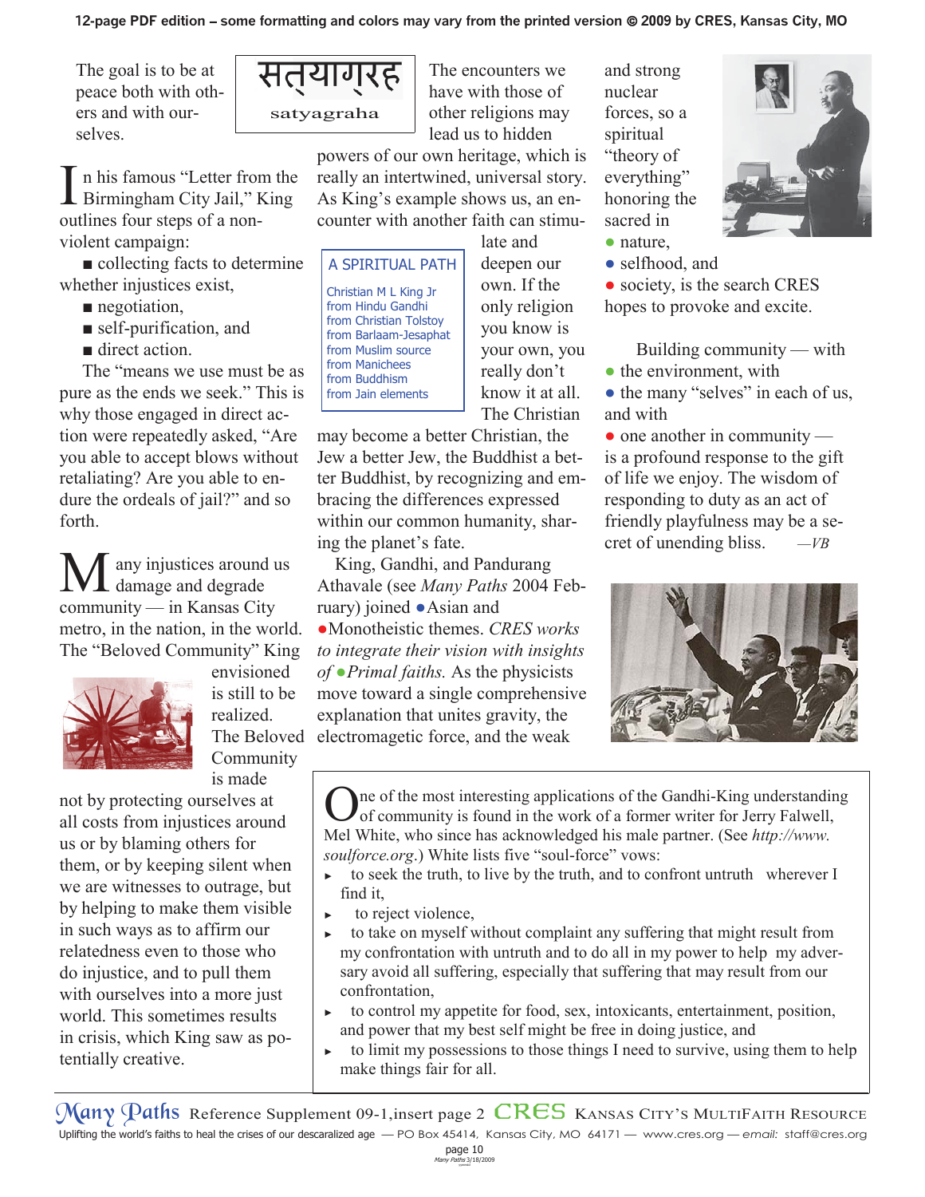The goal is to be at peace both with others and with ourselves.

सत्यागरह

satyagraha

In his famous "Letter from the Birmingham City Jail," King outlines four steps of a nonviolent campaign:

- collecting facts to determine whether injustices exist,
- negotiation,
- self-purification, and
- direct action.

The "means we use must be as pure as the ends we seek." This is why those engaged in direct action were repeatedly asked, "Are you able to accept blows without retaliating? Are you able to endure the ordeals of jail?" and so forth.

Many injustices around us damage and degrade community — in Kansas City metro, in the nation, in the world. The "Beloved Community" King envisioned is still to be realized. The Beloved Community is made not by protecting ourselves at all costs from injustices around us or by blaming others for them, or by keeping silent when we are witnesses to outrage, but by helping to make them visible in such ways as to affirm our relatedness even to those who do injustice, and to pull them with ourselves into a more just world. This sometimes results in crisis, which King saw as potentially creative.

The encounters we have with those of other religions may lead us to hidden powers of our own heritage, which is really an intertwined, universal story. As King's example shows us, an encounter with another faith can stimulate and deepen our own. If the only religion you know is your own, you really don't know it at all. The Christian may become a better Christian, the Jew a better Jew, the Buddhist a better Buddhist, by recognizing and embracing the differences expressed within our common humanity, sharing the planet's fate.

**A SPIRITUAL PATH**

Christian M L King Jr
from Hindu Gandhi
from Christian Tolstoy
from Barlaam-Jesaphat
from Muslim source
from Manichees
from Buddhism
from Jain elements

King, Gandhi, and Pandurang Athavale (see *Many Paths* 2004 February) joined ●Asian and ●Monotheistic themes. *CRES works to integrate their vision with insights of ●Primal faiths.* As the physicists move toward a single comprehensive explanation that unites gravity, the electromagetic force, and the weak and strong nuclear forces, so a spiritual "theory of everything" honoring the sacred in

- nature,
- selfhood, and
- society, is the search CRES hopes to provoke and excite.

Building community — with

- the environment, with
- the many "selves" in each of us, and with
- one another in community —

is a profound response to the gift of life we enjoy. The wisdom of responding to duty as an act of friendly playfulness may be a secret of unending bliss. —*VB*

One of the most interesting applications of the Gandhi-King understanding of community is found in the work of a former writer for Jerry Falwell, Mel White, who since has acknowledged his male partner. (See *http://www.soulforce.org*.) White lists five "soul-force" vows:

- to seek the truth, to live by the truth, and to confront untruth wherever I find it,
- to reject violence,
- to take on myself without complaint any suffering that might result from my confrontation with untruth and to do all in my power to help my adversary avoid all suffering, especially that suffering that may result from our confrontation,
- to control my appetite for food, sex, intoxicants, entertainment, position, and power that my best self might be free in doing justice, and
- to limit my possessions to those things I need to survive, using them to help make things fair for all.